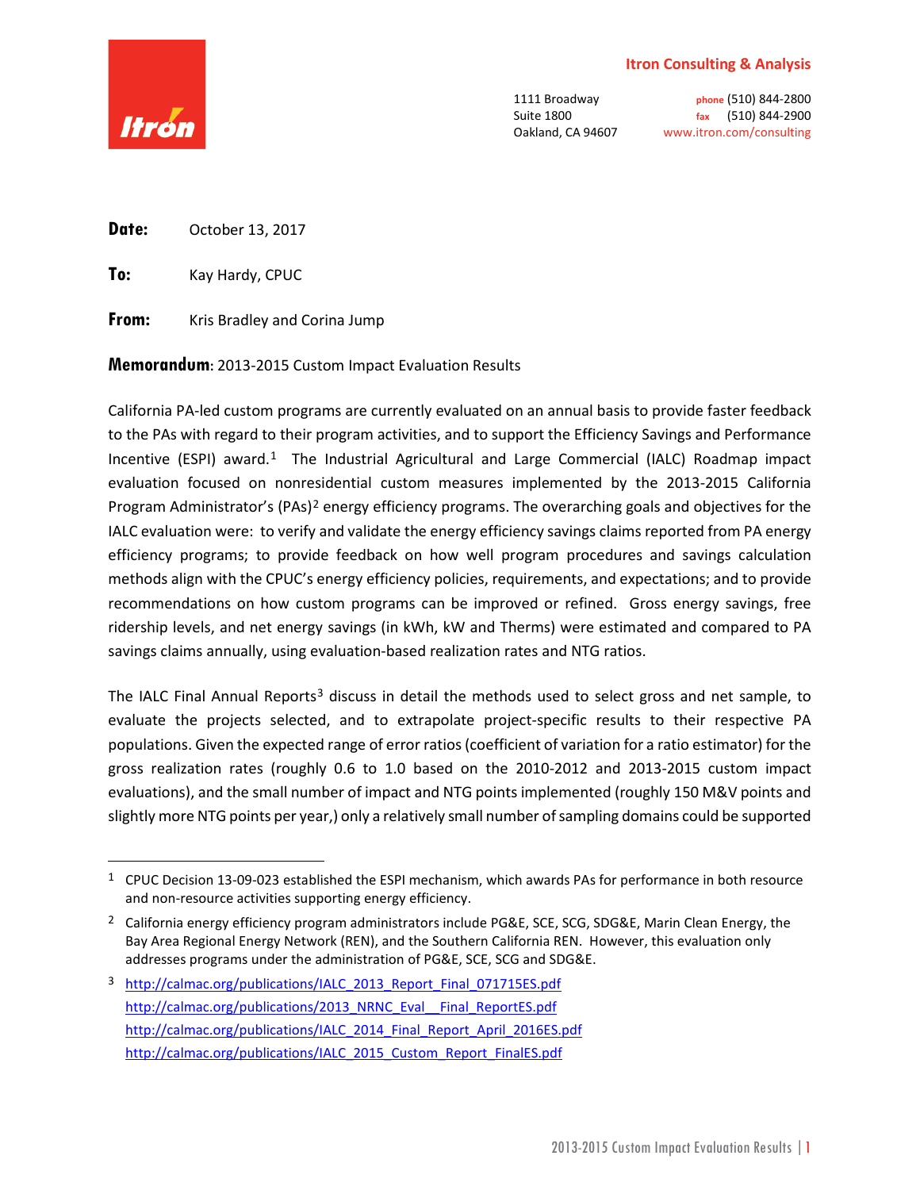**Itron Consulting & Analysis**

1111 Broadway
Suite 1800
Oakland, CA 94607

phone (510) 844-2800
fax (510) 844-2900
www.itron.com/consulting

**Date:** October 13, 2017

**To:** Kay Hardy, CPUC

**From:** Kris Bradley and Corina Jump

**Memorandum**: 2013-2015 Custom Impact Evaluation Results

California PA-led custom programs are currently evaluated on an annual basis to provide faster feedback to the PAs with regard to their program activities, and to support the Efficiency Savings and Performance Incentive (ESPI) award.[1] The Industrial Agricultural and Large Commercial (IALC) Roadmap impact evaluation focused on nonresidential custom measures implemented by the 2013-2015 California Program Administrator's (PAs)[2] energy efficiency programs. The overarching goals and objectives for the IALC evaluation were: to verify and validate the energy efficiency savings claims reported from PA energy efficiency programs; to provide feedback on how well program procedures and savings calculation methods align with the CPUC's energy efficiency policies, requirements, and expectations; and to provide recommendations on how custom programs can be improved or refined. Gross energy savings, free ridership levels, and net energy savings (in kWh, kW and Therms) were estimated and compared to PA savings claims annually, using evaluation-based realization rates and NTG ratios.

The IALC Final Annual Reports[3] discuss in detail the methods used to select gross and net sample, to evaluate the projects selected, and to extrapolate project-specific results to their respective PA populations. Given the expected range of error ratios (coefficient of variation for a ratio estimator) for the gross realization rates (roughly 0.6 to 1.0 based on the 2010-2012 and 2013-2015 custom impact evaluations), and the small number of impact and NTG points implemented (roughly 150 M&V points and slightly more NTG points per year,) only a relatively small number of sampling domains could be supported

---

[1] CPUC Decision 13-09-023 established the ESPI mechanism, which awards PAs for performance in both resource and non-resource activities supporting energy efficiency.

[2] California energy efficiency program administrators include PG&E, SCE, SCG, SDG&E, Marin Clean Energy, the Bay Area Regional Energy Network (REN), and the Southern California REN. However, this evaluation only addresses programs under the administration of PG&E, SCE, SCG and SDG&E.

[3] http://calmac.org/publications/IALC_2013_Report_Final_071715ES.pdf
http://calmac.org/publications/2013_NRNC_Eval__Final_ReportES.pdf
http://calmac.org/publications/IALC_2014_Final_Report_April_2016ES.pdf
http://calmac.org/publications/IALC_2015_Custom_Report_FinalES.pdf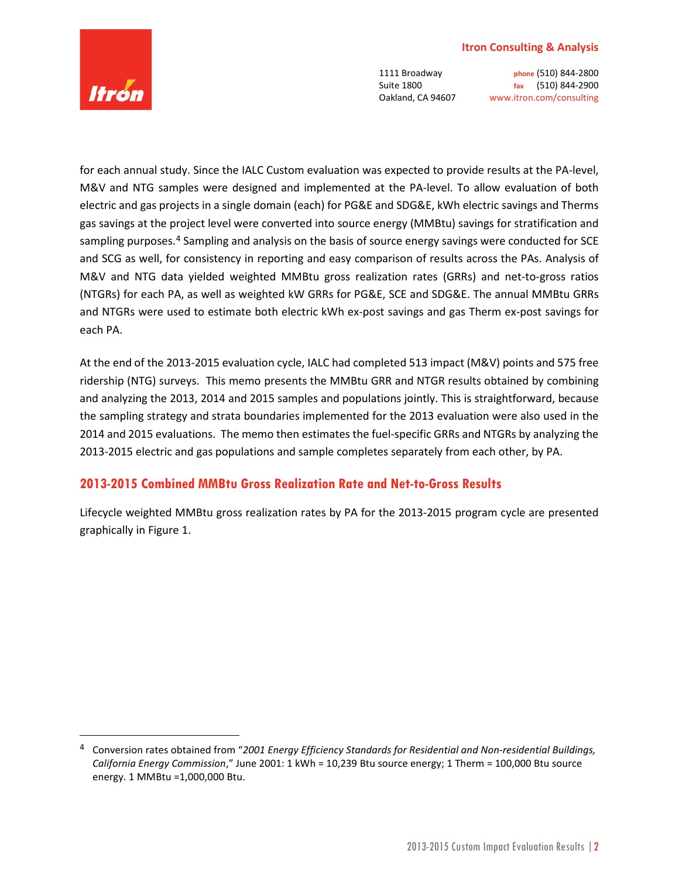for each annual study. Since the IALC Custom evaluation was expected to provide results at the PA-level, M&V and NTG samples were designed and implemented at the PA-level. To allow evaluation of both electric and gas projects in a single domain (each) for PG&E and SDG&E, kWh electric savings and Therms gas savings at the project level were converted into source energy (MMBtu) savings for stratification and sampling purposes.[4] Sampling and analysis on the basis of source energy savings were conducted for SCE and SCG as well, for consistency in reporting and easy comparison of results across the PAs. Analysis of M&V and NTG data yielded weighted MMBtu gross realization rates (GRRs) and net-to-gross ratios (NTGRs) for each PA, as well as weighted kW GRRs for PG&E, SCE and SDG&E. The annual MMBtu GRRs and NTGRs were used to estimate both electric kWh ex-post savings and gas Therm ex-post savings for each PA.

At the end of the 2013-2015 evaluation cycle, IALC had completed 513 impact (M&V) points and 575 free ridership (NTG) surveys. This memo presents the MMBtu GRR and NTGR results obtained by combining and analyzing the 2013, 2014 and 2015 samples and populations jointly. This is straightforward, because the sampling strategy and strata boundaries implemented for the 2013 evaluation were also used in the 2014 and 2015 evaluations. The memo then estimates the fuel-specific GRRs and NTGRs by analyzing the 2013-2015 electric and gas populations and sample completes separately from each other, by PA.

## 2013-2015 Combined MMBtu Gross Realization Rate and Net-to-Gross Results

Lifecycle weighted MMBtu gross realization rates by PA for the 2013-2015 program cycle are presented graphically in Figure 1.

---

[4] Conversion rates obtained from "*2001 Energy Efficiency Standards for Residential and Non-residential Buildings, California Energy Commission*," June 2001: 1 kWh = 10,239 Btu source energy; 1 Therm = 100,000 Btu source energy. 1 MMBtu =1,000,000 Btu.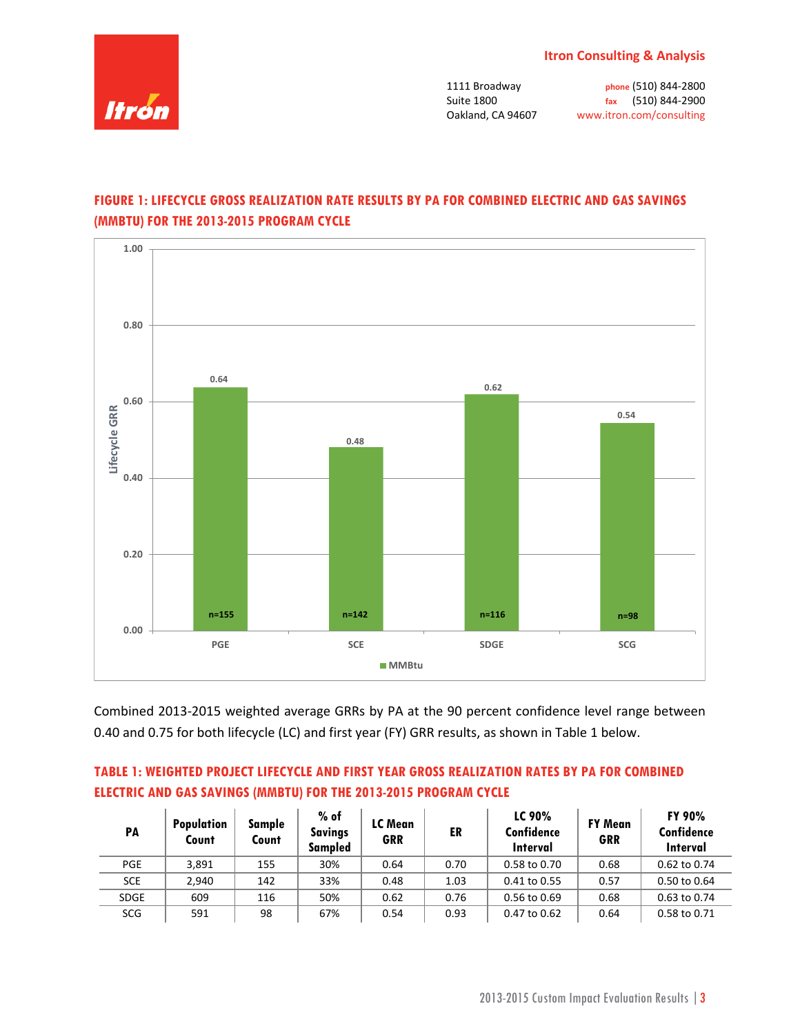**FIGURE 1: LIFECYCLE GROSS REALIZATION RATE RESULTS BY PA FOR COMBINED ELECTRIC AND GAS SAVINGS (MMBTU) FOR THE 2013-2015 PROGRAM CYCLE**

| PA | Lifecycle GRR (MMBtu) | n |
|---|---|---|
| PGE | 0.64 | n=155 |
| SCE | 0.48 | n=142 |
| SDGE | 0.62 | n=116 |
| SCG | 0.54 | n=98 |

Combined 2013-2015 weighted average GRRs by PA at the 90 percent confidence level range between 0.40 and 0.75 for both lifecycle (LC) and first year (FY) GRR results, as shown in Table 1 below.

**TABLE 1: WEIGHTED PROJECT LIFECYCLE AND FIRST YEAR GROSS REALIZATION RATES BY PA FOR COMBINED ELECTRIC AND GAS SAVINGS (MMBTU) FOR THE 2013-2015 PROGRAM CYCLE**

| PA | Population Count | Sample Count | % of Savings Sampled | LC Mean GRR | ER | LC 90% Confidence Interval | FY Mean GRR | FY 90% Confidence Interval |
|---|---|---|---|---|---|---|---|---|
| PGE | 3,891 | 155 | 30% | 0.64 | 0.70 | 0.58 to 0.70 | 0.68 | 0.62 to 0.74 |
| SCE | 2,940 | 142 | 33% | 0.48 | 1.03 | 0.41 to 0.55 | 0.57 | 0.50 to 0.64 |
| SDGE | 609 | 116 | 50% | 0.62 | 0.76 | 0.56 to 0.69 | 0.68 | 0.63 to 0.74 |
| SCG | 591 | 98 | 67% | 0.54 | 0.93 | 0.47 to 0.62 | 0.64 | 0.58 to 0.71 |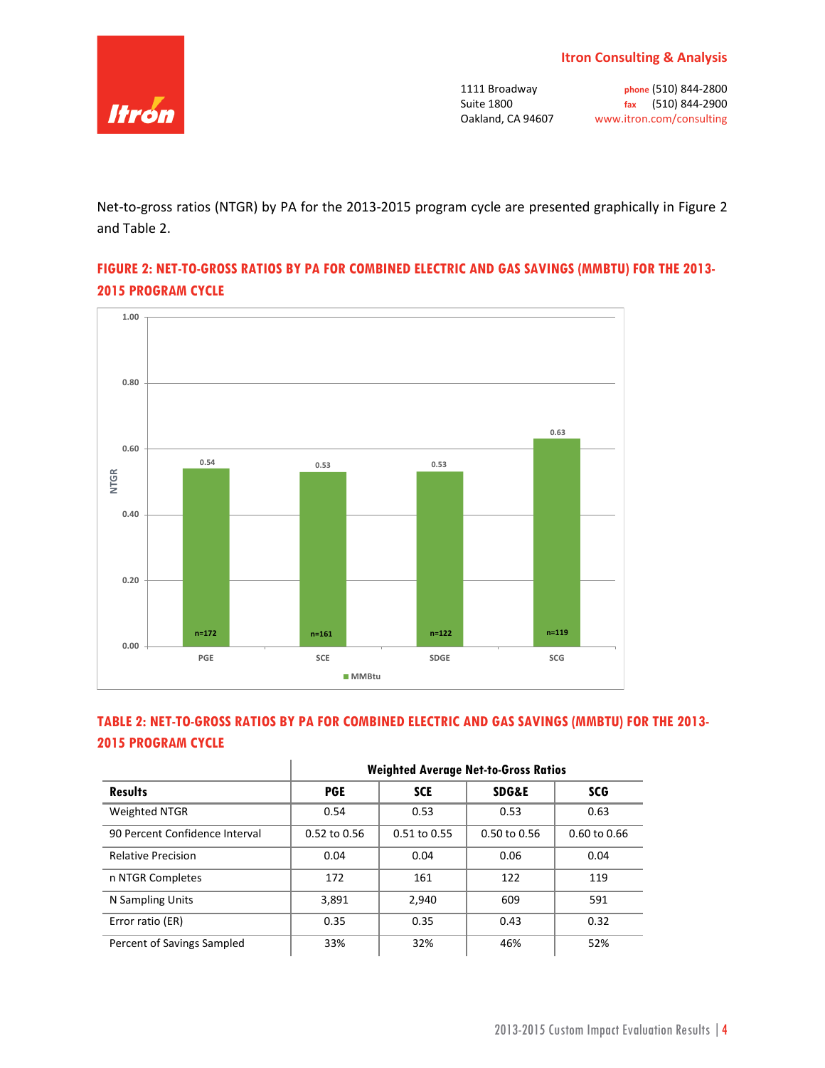Net-to-gross ratios (NTGR) by PA for the 2013-2015 program cycle are presented graphically in Figure 2 and Table 2.

**FIGURE 2: NET-TO-GROSS RATIOS BY PA FOR COMBINED ELECTRIC AND GAS SAVINGS (MMBTU) FOR THE 2013-2015 PROGRAM CYCLE**

**TABLE 2: NET-TO-GROSS RATIOS BY PA FOR COMBINED ELECTRIC AND GAS SAVINGS (MMBTU) FOR THE 2013-2015 PROGRAM CYCLE**

| | Weighted Average Net-to-Gross Ratios | | | |
|---|---|---|---|---|
| **Results** | **PGE** | **SCE** | **SDG&E** | **SCG** |
| Weighted NTGR | 0.54 | 0.53 | 0.53 | 0.63 |
| 90 Percent Confidence Interval | 0.52 to 0.56 | 0.51 to 0.55 | 0.50 to 0.56 | 0.60 to 0.66 |
| Relative Precision | 0.04 | 0.04 | 0.06 | 0.04 |
| n NTGR Completes | 172 | 161 | 122 | 119 |
| N Sampling Units | 3,891 | 2,940 | 609 | 591 |
| Error ratio (ER) | 0.35 | 0.35 | 0.43 | 0.32 |
| Percent of Savings Sampled | 33% | 32% | 46% | 52% |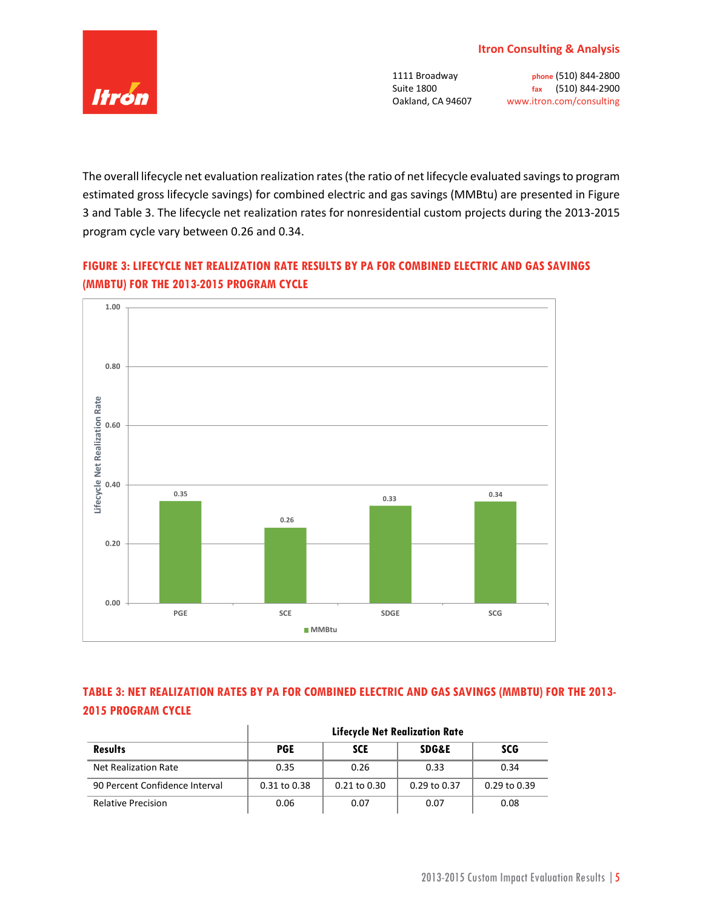The overall lifecycle net evaluation realization rates (the ratio of net lifecycle evaluated savings to program estimated gross lifecycle savings) for combined electric and gas savings (MMBtu) are presented in Figure 3 and Table 3. The lifecycle net realization rates for nonresidential custom projects during the 2013-2015 program cycle vary between 0.26 and 0.34.

**FIGURE 3: LIFECYCLE NET REALIZATION RATE RESULTS BY PA FOR COMBINED ELECTRIC AND GAS SAVINGS (MMBTU) FOR THE 2013-2015 PROGRAM CYCLE**

**TABLE 3: NET REALIZATION RATES BY PA FOR COMBINED ELECTRIC AND GAS SAVINGS (MMBTU) FOR THE 2013-2015 PROGRAM CYCLE**

| | Lifecycle Net Realization Rate | | | |
|---|---|---|---|---|
| **Results** | **PGE** | **SCE** | **SDG&E** | **SCG** |
| Net Realization Rate | 0.35 | 0.26 | 0.33 | 0.34 |
| 90 Percent Confidence Interval | 0.31 to 0.38 | 0.21 to 0.30 | 0.29 to 0.37 | 0.29 to 0.39 |
| Relative Precision | 0.06 | 0.07 | 0.07 | 0.08 |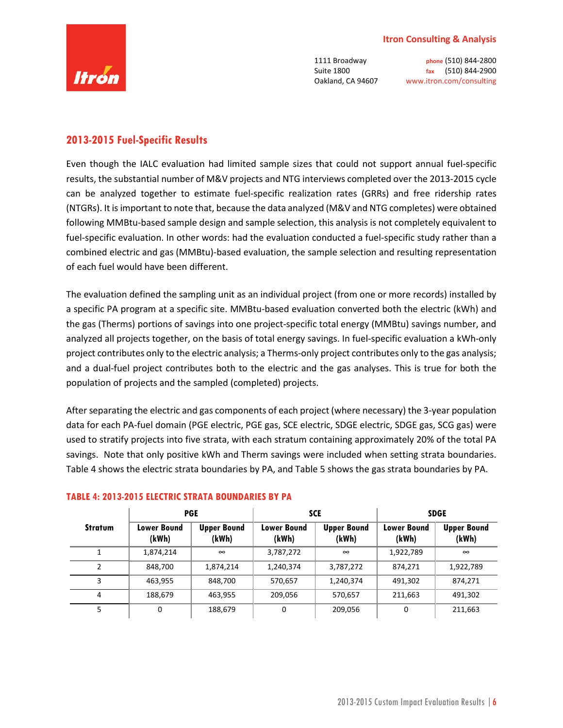## 2013-2015 Fuel-Specific Results

Even though the IALC evaluation had limited sample sizes that could not support annual fuel-specific results, the substantial number of M&V projects and NTG interviews completed over the 2013-2015 cycle can be analyzed together to estimate fuel-specific realization rates (GRRs) and free ridership rates (NTGRs). It is important to note that, because the data analyzed (M&V and NTG completes) were obtained following MMBtu-based sample design and sample selection, this analysis is not completely equivalent to fuel-specific evaluation. In other words: had the evaluation conducted a fuel-specific study rather than a combined electric and gas (MMBtu)-based evaluation, the sample selection and resulting representation of each fuel would have been different.

The evaluation defined the sampling unit as an individual project (from one or more records) installed by a specific PA program at a specific site. MMBtu-based evaluation converted both the electric (kWh) and the gas (Therms) portions of savings into one project-specific total energy (MMBtu) savings number, and analyzed all projects together, on the basis of total energy savings. In fuel-specific evaluation a kWh-only project contributes only to the electric analysis; a Therms-only project contributes only to the gas analysis; and a dual-fuel project contributes both to the electric and the gas analyses. This is true for both the population of projects and the sampled (completed) projects.

After separating the electric and gas components of each project (where necessary) the 3-year population data for each PA-fuel domain (PGE electric, PGE gas, SCE electric, SDGE electric, SDGE gas, SCG gas) were used to stratify projects into five strata, with each stratum containing approximately 20% of the total PA savings. Note that only positive kWh and Therm savings were included when setting strata boundaries. Table 4 shows the electric strata boundaries by PA, and Table 5 shows the gas strata boundaries by PA.

**TABLE 4: 2013-2015 ELECTRIC STRATA BOUNDARIES BY PA**

| Stratum | PGE | | SCE | | SDGE | |
|---|---|---|---|---|---|---|
| | Lower Bound (kWh) | Upper Bound (kWh) | Lower Bound (kWh) | Upper Bound (kWh) | Lower Bound (kWh) | Upper Bound (kWh) |
| 1 | 1,874,214 | ∞ | 3,787,272 | ∞ | 1,922,789 | ∞ |
| 2 | 848,700 | 1,874,214 | 1,240,374 | 3,787,272 | 874,271 | 1,922,789 |
| 3 | 463,955 | 848,700 | 570,657 | 1,240,374 | 491,302 | 874,271 |
| 4 | 188,679 | 463,955 | 209,056 | 570,657 | 211,663 | 491,302 |
| 5 | 0 | 188,679 | 0 | 209,056 | 0 | 211,663 |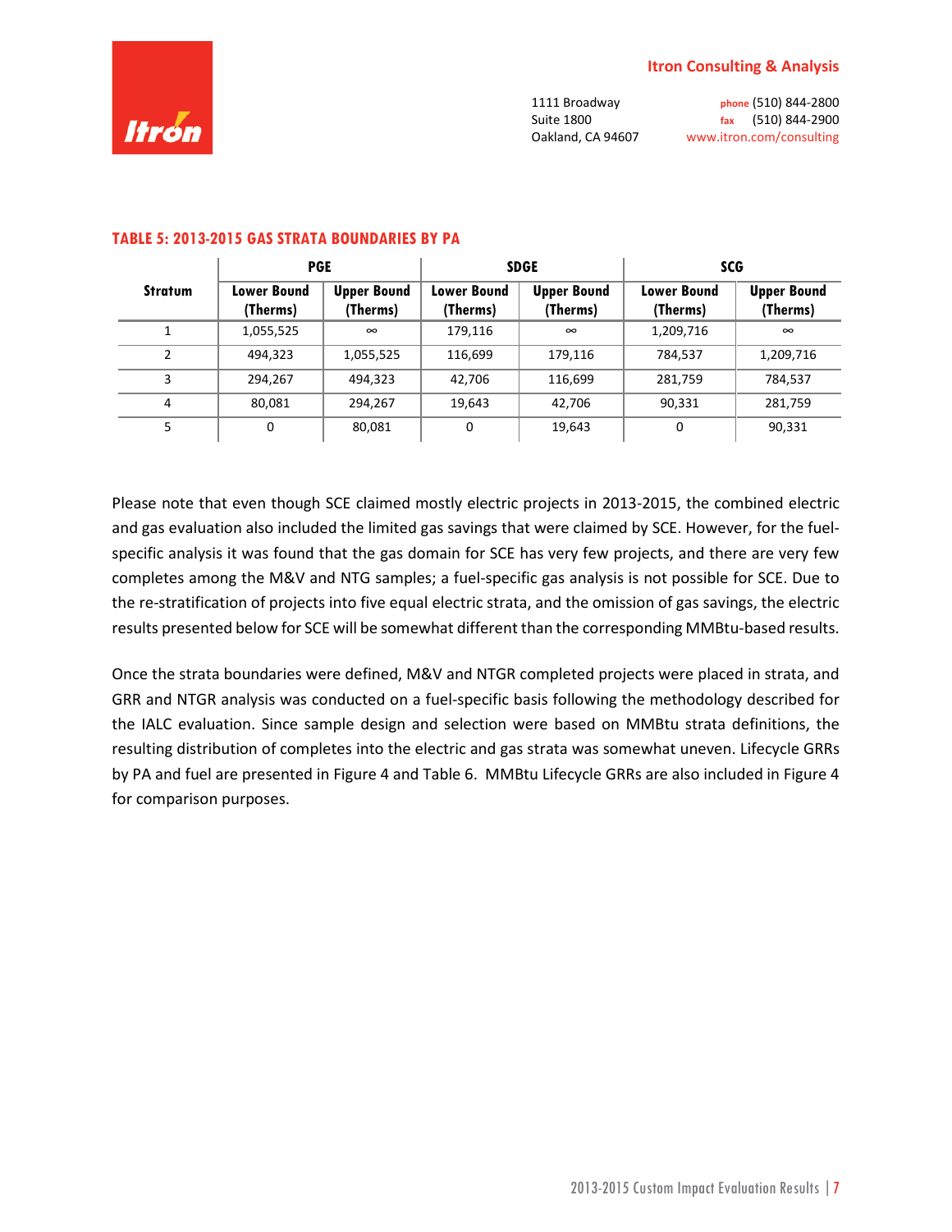**TABLE 5: 2013-2015 GAS STRATA BOUNDARIES BY PA**

| Stratum | PGE | | SDGE | | SCG | |
|---|---|---|---|---|---|---|
| | Lower Bound (Therms) | Upper Bound (Therms) | Lower Bound (Therms) | Upper Bound (Therms) | Lower Bound (Therms) | Upper Bound (Therms) |
| 1 | 1,055,525 | ∞ | 179,116 | ∞ | 1,209,716 | ∞ |
| 2 | 494,323 | 1,055,525 | 116,699 | 179,116 | 784,537 | 1,209,716 |
| 3 | 294,267 | 494,323 | 42,706 | 116,699 | 281,759 | 784,537 |
| 4 | 80,081 | 294,267 | 19,643 | 42,706 | 90,331 | 281,759 |
| 5 | 0 | 80,081 | 0 | 19,643 | 0 | 90,331 |

Please note that even though SCE claimed mostly electric projects in 2013-2015, the combined electric and gas evaluation also included the limited gas savings that were claimed by SCE. However, for the fuel-specific analysis it was found that the gas domain for SCE has very few projects, and there are very few completes among the M&V and NTG samples; a fuel-specific gas analysis is not possible for SCE. Due to the re-stratification of projects into five equal electric strata, and the omission of gas savings, the electric results presented below for SCE will be somewhat different than the corresponding MMBtu-based results.

Once the strata boundaries were defined, M&V and NTGR completed projects were placed in strata, and GRR and NTGR analysis was conducted on a fuel-specific basis following the methodology described for the IALC evaluation. Since sample design and selection were based on MMBtu strata definitions, the resulting distribution of completes into the electric and gas strata was somewhat uneven. Lifecycle GRRs by PA and fuel are presented in Figure 4 and Table 6. MMBtu Lifecycle GRRs are also included in Figure 4 for comparison purposes.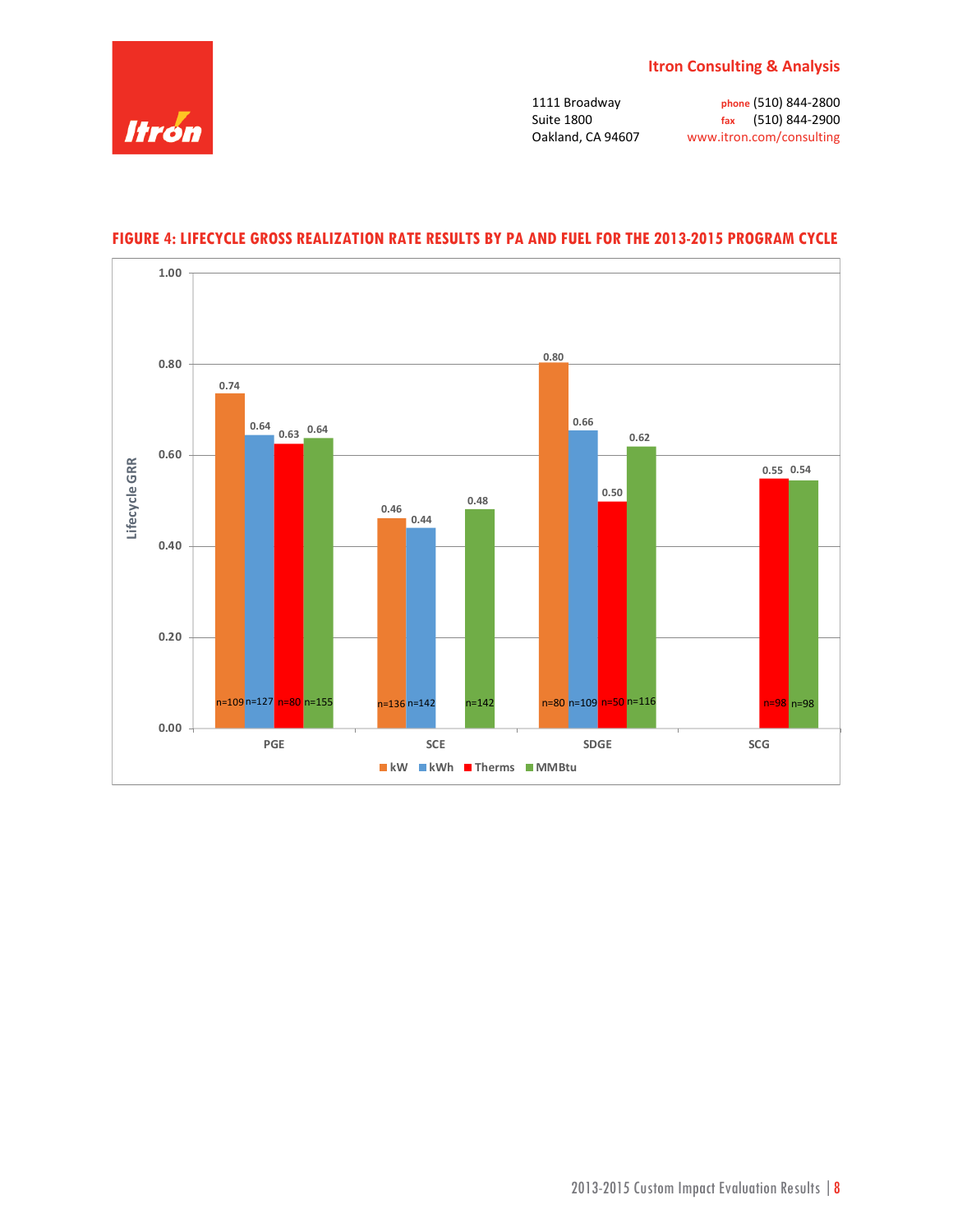**FIGURE 4: LIFECYCLE GROSS REALIZATION RATE RESULTS BY PA AND FUEL FOR THE 2013-2015 PROGRAM CYCLE**

| PA | kW | kWh | Therms | MMBtu |
|---|---|---|---|---|
| PGE | 0.74 (n=109) | 0.64 (n=127) | 0.63 (n=80) | 0.64 (n=155) |
| SCE | 0.46 (n=136) | 0.44 (n=142) | | 0.48 (n=142) |
| SDGE | 0.80 (n=80) | 0.66 (n=109) | 0.50 (n=50) | 0.62 (n=116) |
| SCG | | | 0.55 (n=98) | 0.54 (n=98) |

Y-axis: Lifecycle GRR (0.00 to 1.00)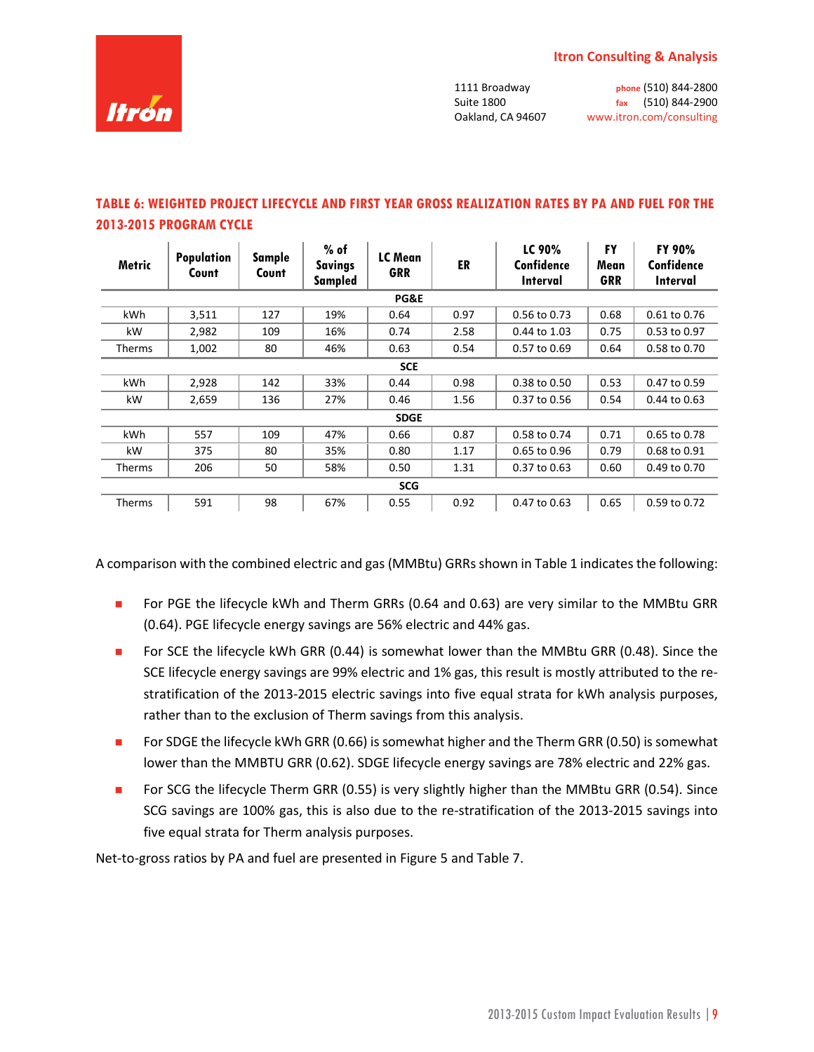### TABLE 6: WEIGHTED PROJECT LIFECYCLE AND FIRST YEAR GROSS REALIZATION RATES BY PA AND FUEL FOR THE 2013-2015 PROGRAM CYCLE

| Metric | Population Count | Sample Count | % of Savings Sampled | LC Mean GRR | ER | LC 90% Confidence Interval | FY Mean GRR | FY 90% Confidence Interval |
|---|---|---|---|---|---|---|---|---|
| **PG&E** | | | | | | | | |
| kWh | 3,511 | 127 | 19% | 0.64 | 0.97 | 0.56 to 0.73 | 0.68 | 0.61 to 0.76 |
| kW | 2,982 | 109 | 16% | 0.74 | 2.58 | 0.44 to 1.03 | 0.75 | 0.53 to 0.97 |
| Therms | 1,002 | 80 | 46% | 0.63 | 0.54 | 0.57 to 0.69 | 0.64 | 0.58 to 0.70 |
| **SCE** | | | | | | | | |
| kWh | 2,928 | 142 | 33% | 0.44 | 0.98 | 0.38 to 0.50 | 0.53 | 0.47 to 0.59 |
| kW | 2,659 | 136 | 27% | 0.46 | 1.56 | 0.37 to 0.56 | 0.54 | 0.44 to 0.63 |
| **SDGE** | | | | | | | | |
| kWh | 557 | 109 | 47% | 0.66 | 0.87 | 0.58 to 0.74 | 0.71 | 0.65 to 0.78 |
| kW | 375 | 80 | 35% | 0.80 | 1.17 | 0.65 to 0.96 | 0.79 | 0.68 to 0.91 |
| Therms | 206 | 50 | 58% | 0.50 | 1.31 | 0.37 to 0.63 | 0.60 | 0.49 to 0.70 |
| **SCG** | | | | | | | | |
| Therms | 591 | 98 | 67% | 0.55 | 0.92 | 0.47 to 0.63 | 0.65 | 0.59 to 0.72 |

A comparison with the combined electric and gas (MMBtu) GRRs shown in Table 1 indicates the following:

- For PGE the lifecycle kWh and Therm GRRs (0.64 and 0.63) are very similar to the MMBtu GRR (0.64). PGE lifecycle energy savings are 56% electric and 44% gas.
- For SCE the lifecycle kWh GRR (0.44) is somewhat lower than the MMBtu GRR (0.48). Since the SCE lifecycle energy savings are 99% electric and 1% gas, this result is mostly attributed to the re-stratification of the 2013-2015 electric savings into five equal strata for kWh analysis purposes, rather than to the exclusion of Therm savings from this analysis.
- For SDGE the lifecycle kWh GRR (0.66) is somewhat higher and the Therm GRR (0.50) is somewhat lower than the MMBTU GRR (0.62). SDGE lifecycle energy savings are 78% electric and 22% gas.
- For SCG the lifecycle Therm GRR (0.55) is very slightly higher than the MMBtu GRR (0.54). Since SCG savings are 100% gas, this is also due to the re-stratification of the 2013-2015 savings into five equal strata for Therm analysis purposes.

Net-to-gross ratios by PA and fuel are presented in Figure 5 and Table 7.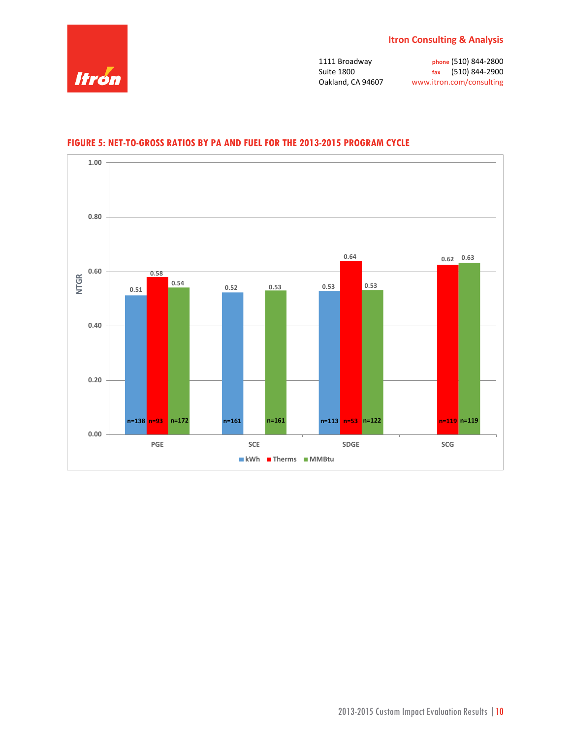**FIGURE 5: NET-TO-GROSS RATIOS BY PA AND FUEL FOR THE 2013-2015 PROGRAM CYCLE**

| PA | kWh | Therms | MMBtu |
|---|---|---|---|
| PGE | 0.51 (n=138) | 0.58 (n=93) | 0.54 (n=172) |
| SCE | 0.52 (n=161) | | 0.53 (n=161) |
| SDGE | 0.53 (n=113) | 0.64 (n=53) | 0.53 (n=122) |
| SCG | | 0.62 (n=119) | 0.63 (n=119) |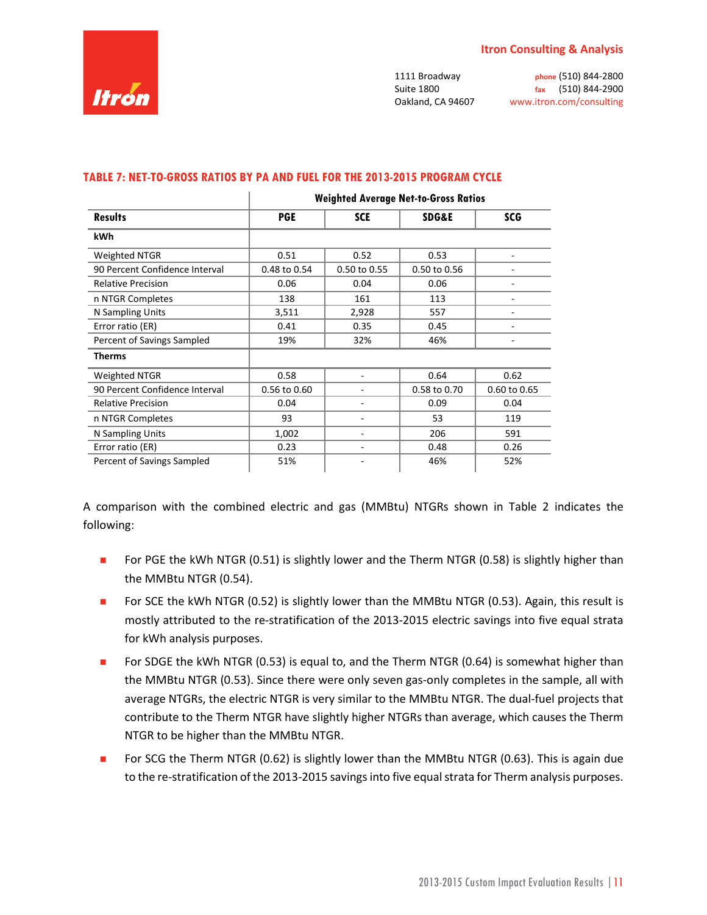### TABLE 7: NET-TO-GROSS RATIOS BY PA AND FUEL FOR THE 2013-2015 PROGRAM CYCLE

| | Weighted Average Net-to-Gross Ratios | | | |
|---|---|---|---|---|
| **Results** | **PGE** | **SCE** | **SDG&E** | **SCG** |
| **kWh** | | | | |
| Weighted NTGR | 0.51 | 0.52 | 0.53 | - |
| 90 Percent Confidence Interval | 0.48 to 0.54 | 0.50 to 0.55 | 0.50 to 0.56 | - |
| Relative Precision | 0.06 | 0.04 | 0.06 | - |
| n NTGR Completes | 138 | 161 | 113 | - |
| N Sampling Units | 3,511 | 2,928 | 557 | - |
| Error ratio (ER) | 0.41 | 0.35 | 0.45 | - |
| Percent of Savings Sampled | 19% | 32% | 46% | - |
| **Therms** | | | | |
| Weighted NTGR | 0.58 | - | 0.64 | 0.62 |
| 90 Percent Confidence Interval | 0.56 to 0.60 | - | 0.58 to 0.70 | 0.60 to 0.65 |
| Relative Precision | 0.04 | - | 0.09 | 0.04 |
| n NTGR Completes | 93 | - | 53 | 119 |
| N Sampling Units | 1,002 | - | 206 | 591 |
| Error ratio (ER) | 0.23 | - | 0.48 | 0.26 |
| Percent of Savings Sampled | 51% | - | 46% | 52% |

A comparison with the combined electric and gas (MMBtu) NTGRs shown in Table 2 indicates the following:

- For PGE the kWh NTGR (0.51) is slightly lower and the Therm NTGR (0.58) is slightly higher than the MMBtu NTGR (0.54).
- For SCE the kWh NTGR (0.52) is slightly lower than the MMBtu NTGR (0.53). Again, this result is mostly attributed to the re-stratification of the 2013-2015 electric savings into five equal strata for kWh analysis purposes.
- For SDGE the kWh NTGR (0.53) is equal to, and the Therm NTGR (0.64) is somewhat higher than the MMBtu NTGR (0.53). Since there were only seven gas-only completes in the sample, all with average NTGRs, the electric NTGR is very similar to the MMBtu NTGR. The dual-fuel projects that contribute to the Therm NTGR have slightly higher NTGRs than average, which causes the Therm NTGR to be higher than the MMBtu NTGR.
- For SCG the Therm NTGR (0.62) is slightly lower than the MMBtu NTGR (0.63). This is again due to the re-stratification of the 2013-2015 savings into five equal strata for Therm analysis purposes.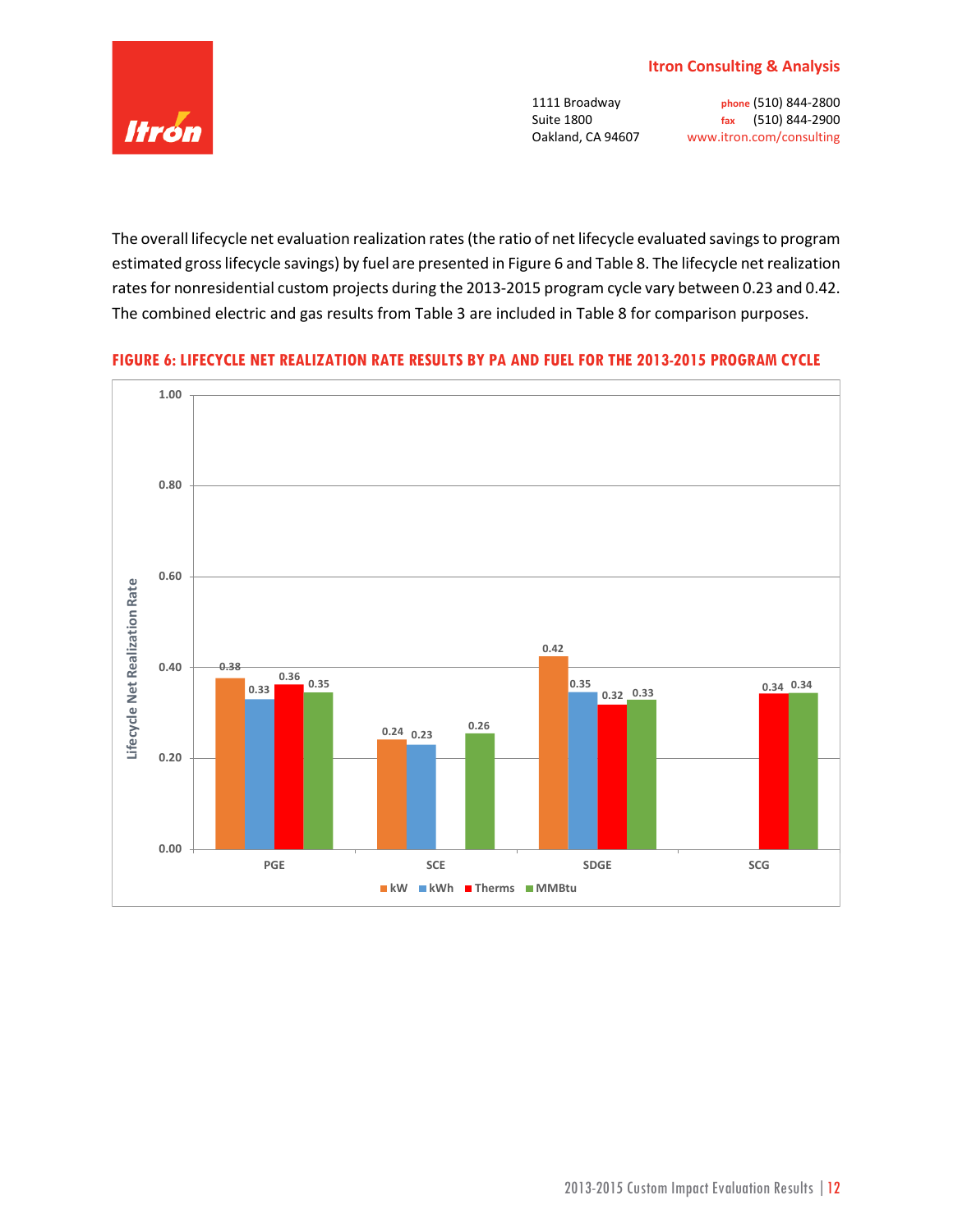The overall lifecycle net evaluation realization rates (the ratio of net lifecycle evaluated savings to program estimated gross lifecycle savings) by fuel are presented in Figure 6 and Table 8. The lifecycle net realization rates for nonresidential custom projects during the 2013-2015 program cycle vary between 0.23 and 0.42. The combined electric and gas results from Table 3 are included in Table 8 for comparison purposes.

**FIGURE 6: LIFECYCLE NET REALIZATION RATE RESULTS BY PA AND FUEL FOR THE 2013-2015 PROGRAM CYCLE**

| PA | kW | kWh | Therms | MMBtu |
|---|---|---|---|---|
| PGE | 0.38 | 0.33 | 0.36 | 0.35 |
| SCE | 0.24 | 0.23 | | 0.26 |
| SDGE | 0.42 | 0.35 | 0.32 | 0.33 |
| SCG | | | 0.34 | 0.34 |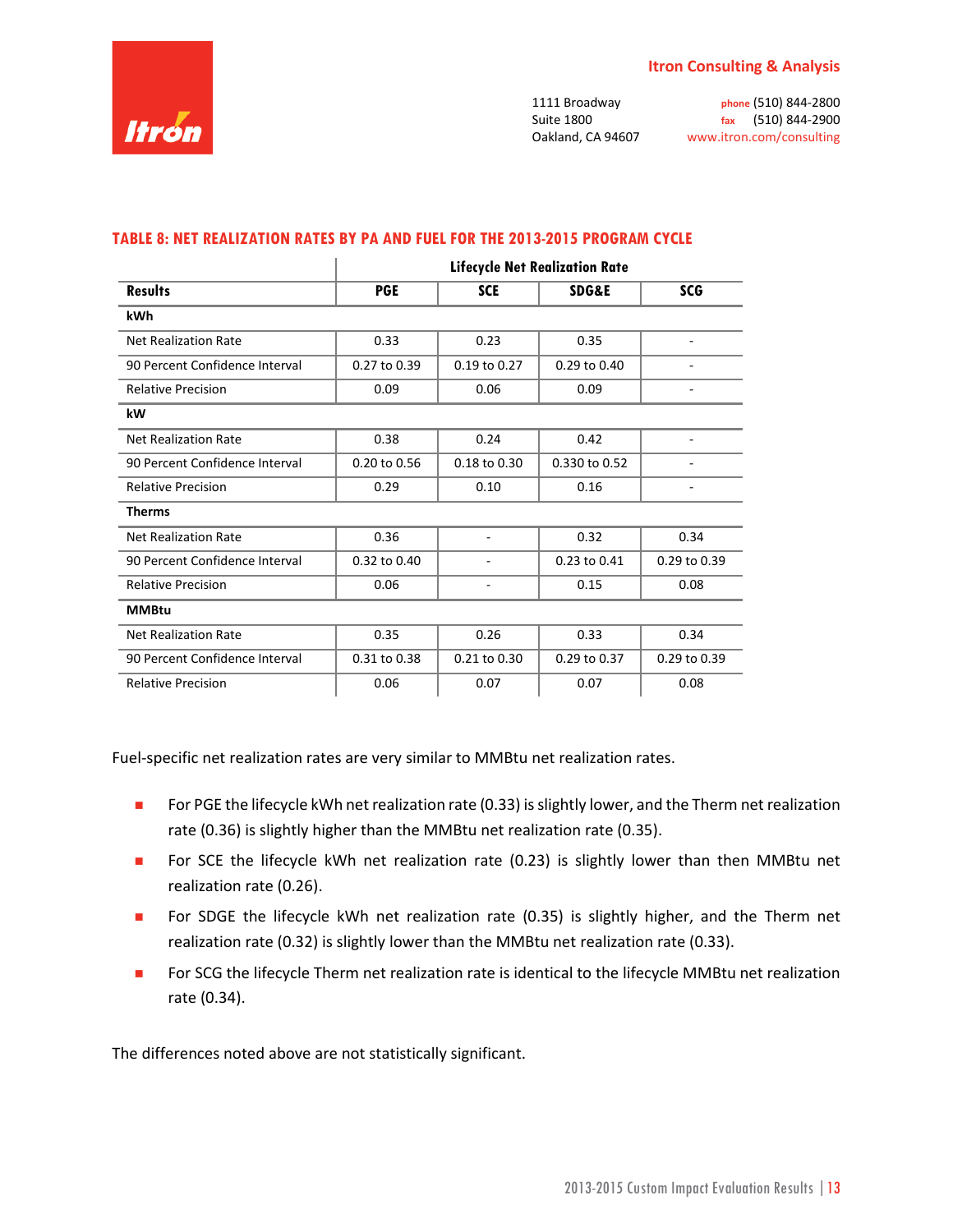**TABLE 8: NET REALIZATION RATES BY PA AND FUEL FOR THE 2013-2015 PROGRAM CYCLE**

| | Lifecycle Net Realization Rate | | | |
|---|---|---|---|---|
| **Results** | **PGE** | **SCE** | **SDG&E** | **SCG** |
| **kWh** | | | | |
| Net Realization Rate | 0.33 | 0.23 | 0.35 | - |
| 90 Percent Confidence Interval | 0.27 to 0.39 | 0.19 to 0.27 | 0.29 to 0.40 | - |
| Relative Precision | 0.09 | 0.06 | 0.09 | - |
| **kW** | | | | |
| Net Realization Rate | 0.38 | 0.24 | 0.42 | - |
| 90 Percent Confidence Interval | 0.20 to 0.56 | 0.18 to 0.30 | 0.330 to 0.52 | - |
| Relative Precision | 0.29 | 0.10 | 0.16 | - |
| **Therms** | | | | |
| Net Realization Rate | 0.36 | - | 0.32 | 0.34 |
| 90 Percent Confidence Interval | 0.32 to 0.40 | - | 0.23 to 0.41 | 0.29 to 0.39 |
| Relative Precision | 0.06 | - | 0.15 | 0.08 |
| **MMBtu** | | | | |
| Net Realization Rate | 0.35 | 0.26 | 0.33 | 0.34 |
| 90 Percent Confidence Interval | 0.31 to 0.38 | 0.21 to 0.30 | 0.29 to 0.37 | 0.29 to 0.39 |
| Relative Precision | 0.06 | 0.07 | 0.07 | 0.08 |

Fuel-specific net realization rates are very similar to MMBtu net realization rates.

- For PGE the lifecycle kWh net realization rate (0.33) is slightly lower, and the Therm net realization rate (0.36) is slightly higher than the MMBtu net realization rate (0.35).
- For SCE the lifecycle kWh net realization rate (0.23) is slightly lower than then MMBtu net realization rate (0.26).
- For SDGE the lifecycle kWh net realization rate (0.35) is slightly higher, and the Therm net realization rate (0.32) is slightly lower than the MMBtu net realization rate (0.33).
- For SCG the lifecycle Therm net realization rate is identical to the lifecycle MMBtu net realization rate (0.34).

The differences noted above are not statistically significant.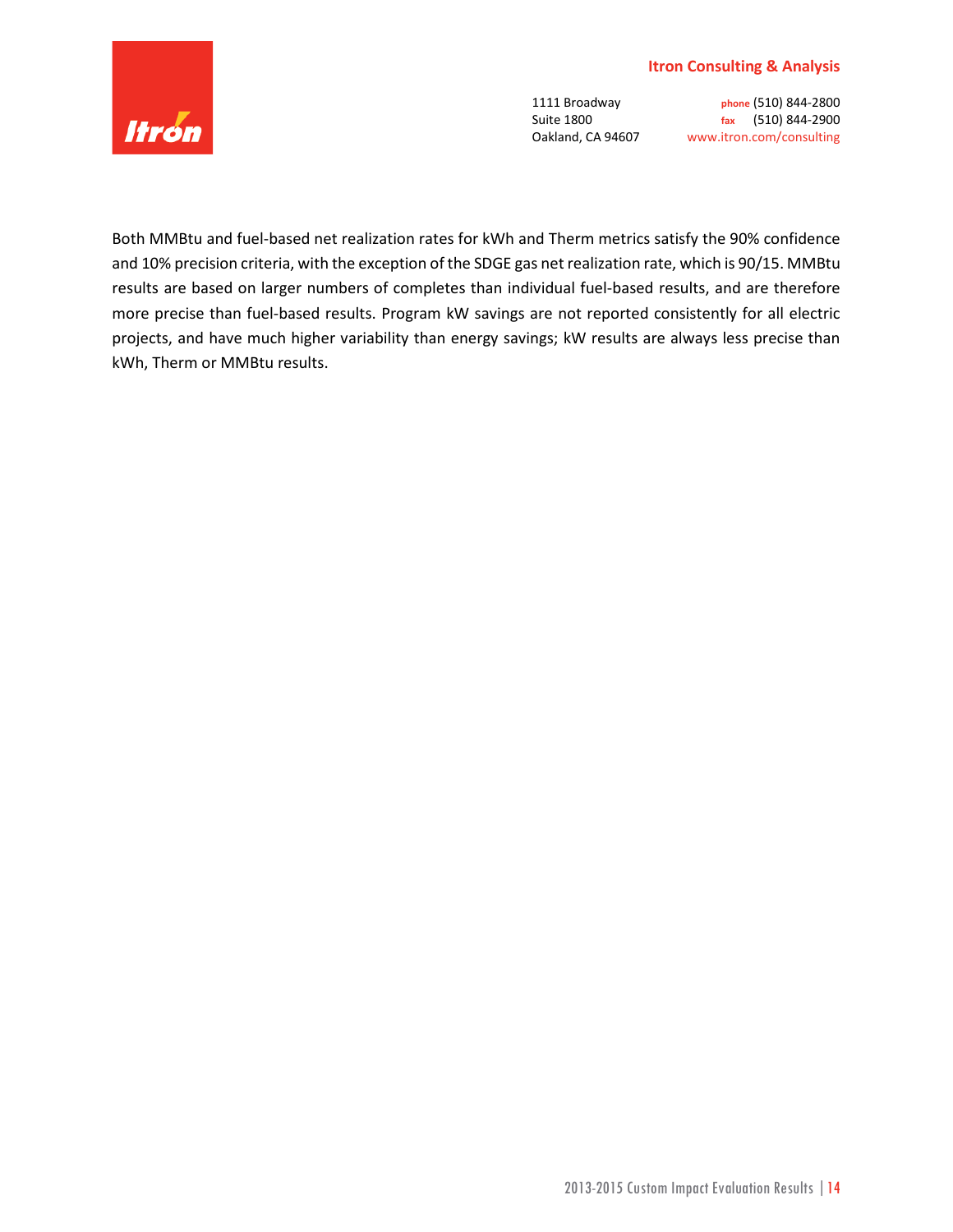Both MMBtu and fuel-based net realization rates for kWh and Therm metrics satisfy the 90% confidence and 10% precision criteria, with the exception of the SDGE gas net realization rate, which is 90/15. MMBtu results are based on larger numbers of completes than individual fuel-based results, and are therefore more precise than fuel-based results. Program kW savings are not reported consistently for all electric projects, and have much higher variability than energy savings; kW results are always less precise than kWh, Therm or MMBtu results.